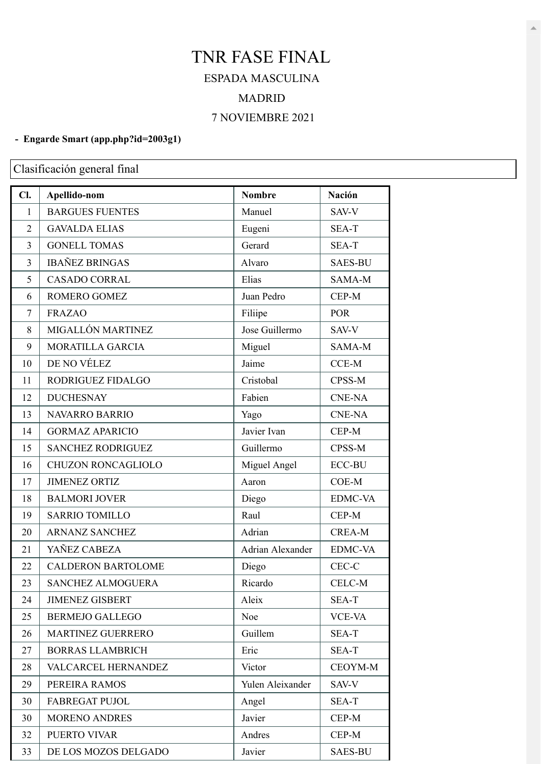# TNR FASE FINAL

ESPADA MASCULINA

MADRID

7 NOVIEMBRE 2021

- **Engarde Smart (app.php?id=2003g1)**

Clasificación general final

| Cl. | Apellido-nom | Nombre | Nación |
|---|---|---|---|
| 1 | BARGUES FUENTES | Manuel | SAV-V |
| 2 | GAVALDA ELIAS | Eugeni | SEA-T |
| 3 | GONELL TOMAS | Gerard | SEA-T |
| 3 | IBAÑEZ BRINGAS | Alvaro | SAES-BU |
| 5 | CASADO CORRAL | Elias | SAMA-M |
| 6 | ROMERO GOMEZ | Juan Pedro | CEP-M |
| 7 | FRAZAO | Filiipe | POR |
| 8 | MIGALLÓN MARTINEZ | Jose Guillermo | SAV-V |
| 9 | MORATILLA GARCIA | Miguel | SAMA-M |
| 10 | DE NO VÉLEZ | Jaime | CCE-M |
| 11 | RODRIGUEZ FIDALGO | Cristobal | CPSS-M |
| 12 | DUCHESNAY | Fabien | CNE-NA |
| 13 | NAVARRO BARRIO | Yago | CNE-NA |
| 14 | GORMAZ APARICIO | Javier Ivan | CEP-M |
| 15 | SANCHEZ RODRIGUEZ | Guillermo | CPSS-M |
| 16 | CHUZON RONCAGLIOLO | Miguel Angel | ECC-BU |
| 17 | JIMENEZ ORTIZ | Aaron | COE-M |
| 18 | BALMORI JOVER | Diego | EDMC-VA |
| 19 | SARRIO TOMILLO | Raul | CEP-M |
| 20 | ARNANZ SANCHEZ | Adrian | CREA-M |
| 21 | YAÑEZ CABEZA | Adrian Alexander | EDMC-VA |
| 22 | CALDERON BARTOLOME | Diego | CEC-C |
| 23 | SANCHEZ ALMOGUERA | Ricardo | CELC-M |
| 24 | JIMENEZ GISBERT | Aleix | SEA-T |
| 25 | BERMEJO GALLEGO | Noe | VCE-VA |
| 26 | MARTINEZ GUERRERO | Guillem | SEA-T |
| 27 | BORRAS LLAMBRICH | Eric | SEA-T |
| 28 | VALCARCEL HERNANDEZ | Victor | CEOYM-M |
| 29 | PEREIRA RAMOS | Yulen Aleixander | SAV-V |
| 30 | FABREGAT PUJOL | Angel | SEA-T |
| 30 | MORENO ANDRES | Javier | CEP-M |
| 32 | PUERTO VIVAR | Andres | CEP-M |
| 33 | DE LOS MOZOS DELGADO | Javier | SAES-BU |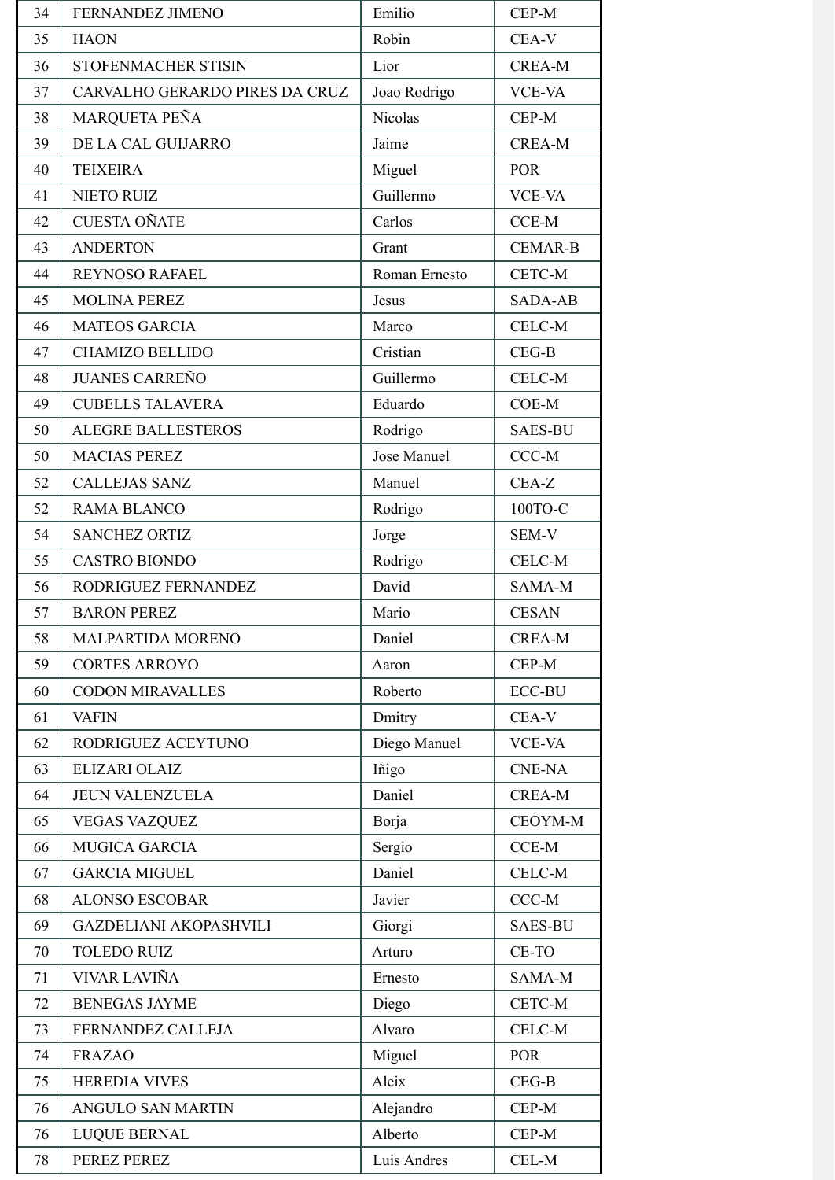| 34 | FERNANDEZ JIMENO | Emilio | CEP-M |
|---|---|---|---|
| 35 | HAON | Robin | CEA-V |
| 36 | STOFENMACHER STISIN | Lior | CREA-M |
| 37 | CARVALHO GERARDO PIRES DA CRUZ | Joao Rodrigo | VCE-VA |
| 38 | MARQUETA PEÑA | Nicolas | CEP-M |
| 39 | DE LA CAL GUIJARRO | Jaime | CREA-M |
| 40 | TEIXEIRA | Miguel | POR |
| 41 | NIETO RUIZ | Guillermo | VCE-VA |
| 42 | CUESTA OÑATE | Carlos | CCE-M |
| 43 | ANDERTON | Grant | CEMAR-B |
| 44 | REYNOSO RAFAEL | Roman Ernesto | CETC-M |
| 45 | MOLINA PEREZ | Jesus | SADA-AB |
| 46 | MATEOS GARCIA | Marco | CELC-M |
| 47 | CHAMIZO BELLIDO | Cristian | CEG-B |
| 48 | JUANES CARREÑO | Guillermo | CELC-M |
| 49 | CUBELLS TALAVERA | Eduardo | COE-M |
| 50 | ALEGRE BALLESTEROS | Rodrigo | SAES-BU |
| 50 | MACIAS PEREZ | Jose Manuel | CCC-M |
| 52 | CALLEJAS SANZ | Manuel | CEA-Z |
| 52 | RAMA BLANCO | Rodrigo | 100TO-C |
| 54 | SANCHEZ ORTIZ | Jorge | SEM-V |
| 55 | CASTRO BIONDO | Rodrigo | CELC-M |
| 56 | RODRIGUEZ FERNANDEZ | David | SAMA-M |
| 57 | BARON PEREZ | Mario | CESAN |
| 58 | MALPARTIDA MORENO | Daniel | CREA-M |
| 59 | CORTES ARROYO | Aaron | CEP-M |
| 60 | CODON MIRAVALLES | Roberto | ECC-BU |
| 61 | VAFIN | Dmitry | CEA-V |
| 62 | RODRIGUEZ ACEYTUNO | Diego Manuel | VCE-VA |
| 63 | ELIZARI OLAIZ | Iñigo | CNE-NA |
| 64 | JEUN VALENZUELA | Daniel | CREA-M |
| 65 | VEGAS VAZQUEZ | Borja | CEOYM-M |
| 66 | MUGICA GARCIA | Sergio | CCE-M |
| 67 | GARCIA MIGUEL | Daniel | CELC-M |
| 68 | ALONSO ESCOBAR | Javier | CCC-M |
| 69 | GAZDELIANI AKOPASHVILI | Giorgi | SAES-BU |
| 70 | TOLEDO RUIZ | Arturo | CE-TO |
| 71 | VIVAR LAVIÑA | Ernesto | SAMA-M |
| 72 | BENEGAS JAYME | Diego | CETC-M |
| 73 | FERNANDEZ CALLEJA | Alvaro | CELC-M |
| 74 | FRAZAO | Miguel | POR |
| 75 | HEREDIA VIVES | Aleix | CEG-B |
| 76 | ANGULO SAN MARTIN | Alejandro | CEP-M |
| 76 | LUQUE BERNAL | Alberto | CEP-M |
| 78 | PEREZ PEREZ | Luis Andres | CEL-M |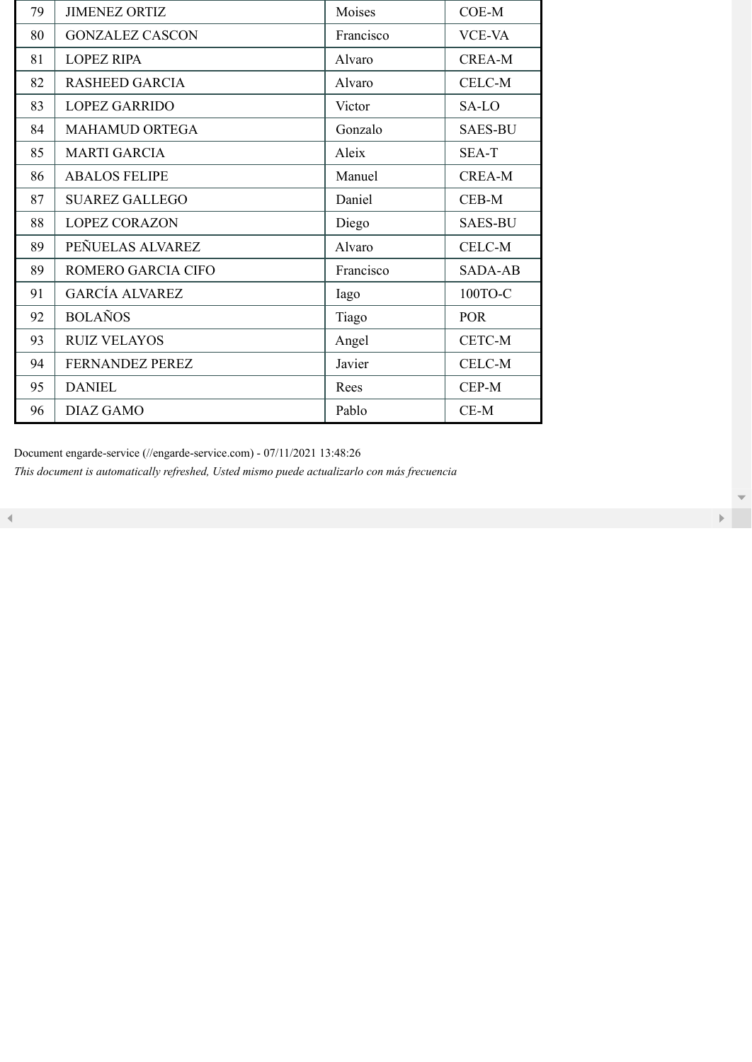| | | | |
|---|---|---|---|
| 79 | JIMENEZ ORTIZ | Moises | COE-M |
| 80 | GONZALEZ CASCON | Francisco | VCE-VA |
| 81 | LOPEZ RIPA | Alvaro | CREA-M |
| 82 | RASHEED GARCIA | Alvaro | CELC-M |
| 83 | LOPEZ GARRIDO | Victor | SA-LO |
| 84 | MAHAMUD ORTEGA | Gonzalo | SAES-BU |
| 85 | MARTI GARCIA | Aleix | SEA-T |
| 86 | ABALOS FELIPE | Manuel | CREA-M |
| 87 | SUAREZ GALLEGO | Daniel | CEB-M |
| 88 | LOPEZ CORAZON | Diego | SAES-BU |
| 89 | PEÑUELAS ALVAREZ | Alvaro | CELC-M |
| 89 | ROMERO GARCIA CIFO | Francisco | SADA-AB |
| 91 | GARCÍA ALVAREZ | Iago | 100TO-C |
| 92 | BOLAÑOS | Tiago | POR |
| 93 | RUIZ VELAYOS | Angel | CETC-M |
| 94 | FERNANDEZ PEREZ | Javier | CELC-M |
| 95 | DANIEL | Rees | CEP-M |
| 96 | DIAZ GAMO | Pablo | CE-M |

Document engarde-service (//engarde-service.com) - 07/11/2021 13:48:26

*This document is automatically refreshed, Usted mismo puede actualizarlo con más frecuencia*